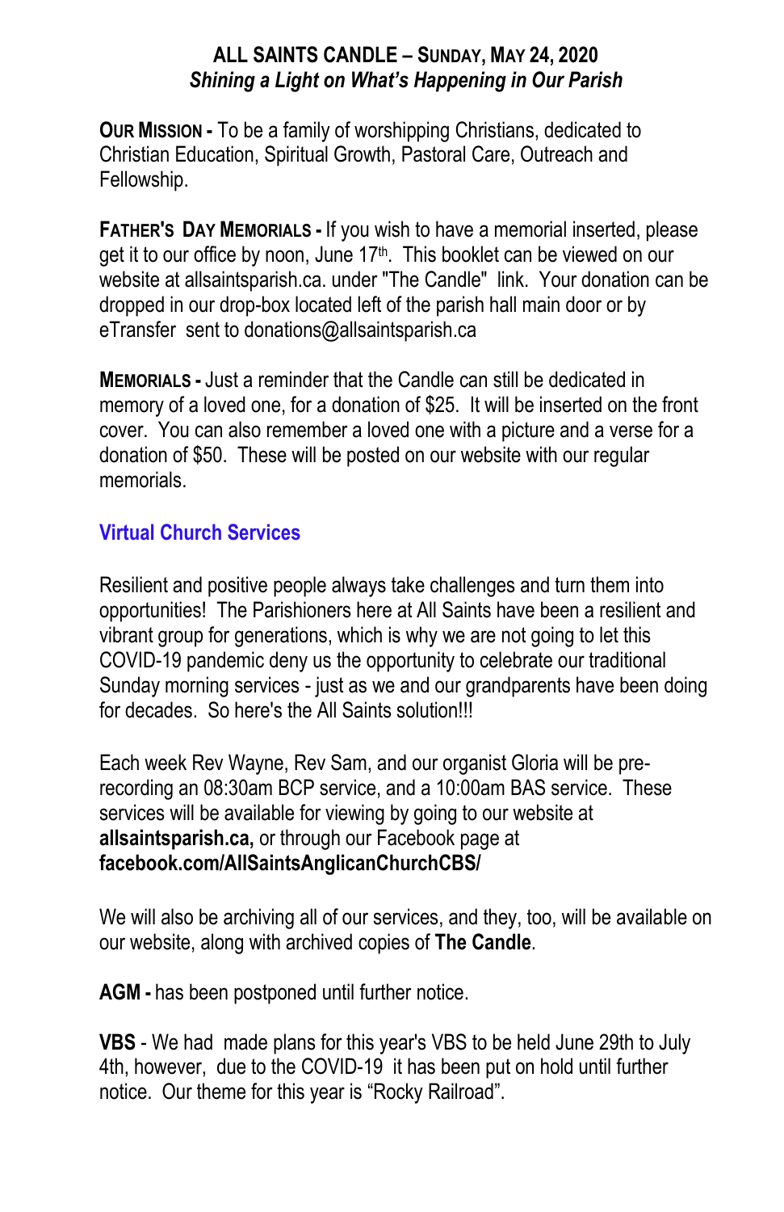**ALL SAINTS CANDLE – SUNDAY, MAY 24, 2020**
***Shining a Light on What's Happening in Our Parish***

**OUR MISSION -** To be a family of worshipping Christians, dedicated to Christian Education, Spiritual Growth, Pastoral Care, Outreach and Fellowship.

**FATHER'S DAY MEMORIALS -** If you wish to have a memorial inserted, please get it to our office by noon, June 17th. This booklet can be viewed on our website at allsaintsparish.ca. under "The Candle" link. Your donation can be dropped in our drop-box located left of the parish hall main door or by eTransfer sent to donations@allsaintsparish.ca

**MEMORIALS -** Just a reminder that the Candle can still be dedicated in memory of a loved one, for a donation of $25. It will be inserted on the front cover. You can also remember a loved one with a picture and a verse for a donation of $50. These will be posted on our website with our regular memorials.

## Virtual Church Services

Resilient and positive people always take challenges and turn them into opportunities! The Parishioners here at All Saints have been a resilient and vibrant group for generations, which is why we are not going to let this COVID-19 pandemic deny us the opportunity to celebrate our traditional Sunday morning services - just as we and our grandparents have been doing for decades. So here's the All Saints solution!!!

Each week Rev Wayne, Rev Sam, and our organist Gloria will be pre-recording an 08:30am BCP service, and a 10:00am BAS service. These services will be available for viewing by going to our website at **allsaintsparish.ca,** or through our Facebook page at **facebook.com/AllSaintsAnglicanChurchCBS/**

We will also be archiving all of our services, and they, too, will be available on our website, along with archived copies of **The Candle**.

**AGM -** has been postponed until further notice.

**VBS** - We had made plans for this year's VBS to be held June 29th to July 4th, however, due to the COVID-19 it has been put on hold until further notice. Our theme for this year is "Rocky Railroad".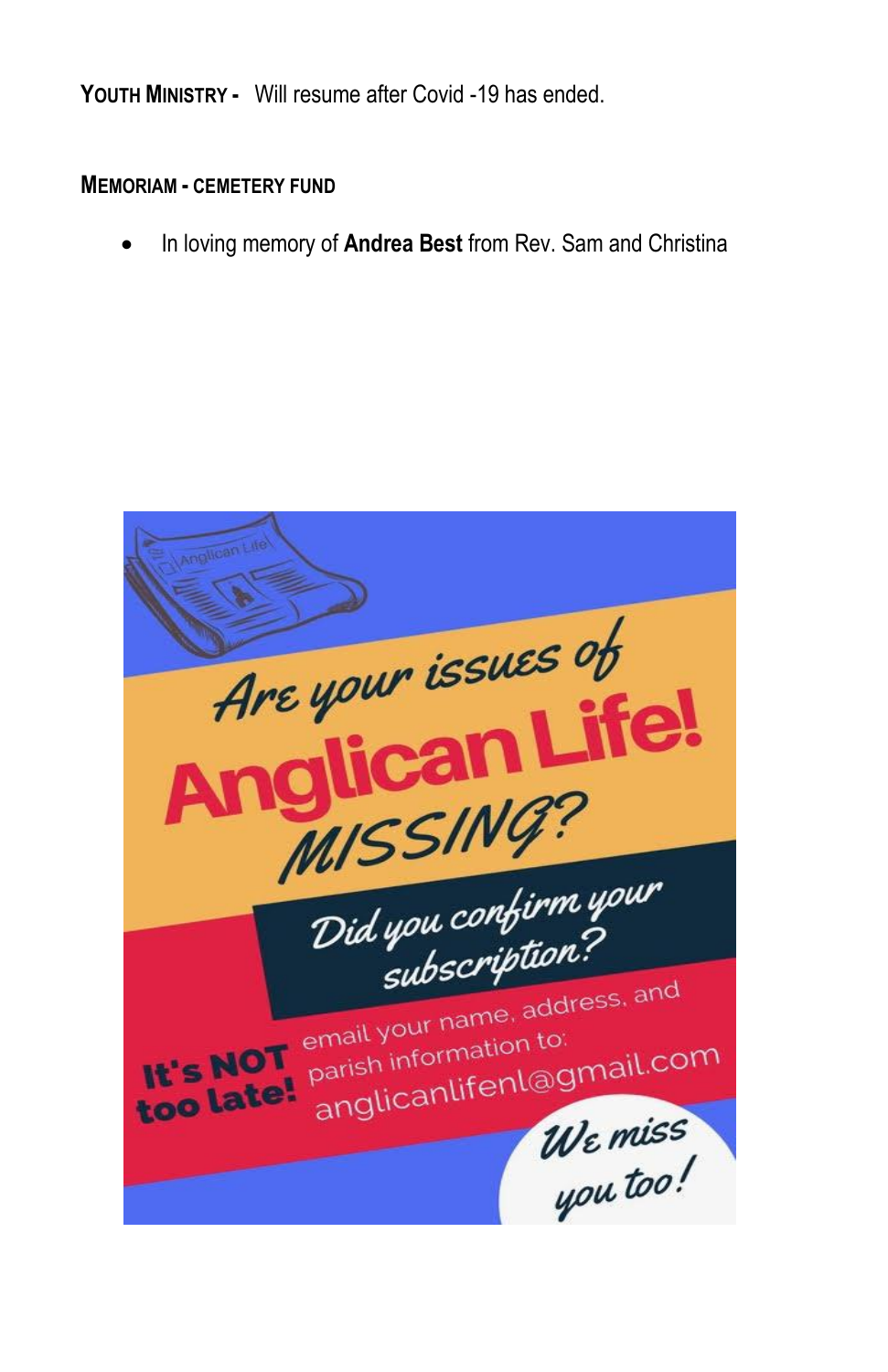**YOUTH MINISTRY -** Will resume after Covid -19 has ended.

**MEMORIAM - CEMETERY FUND**

- In loving memory of **Andrea Best** from Rev. Sam and Christina

Are your issues of **Anglican Life!** MISSING?

Did you confirm your subscription?

**It's NOT too late!** email your name, address, and parish information to: anglicanlifenl@gmail.com

We miss you too!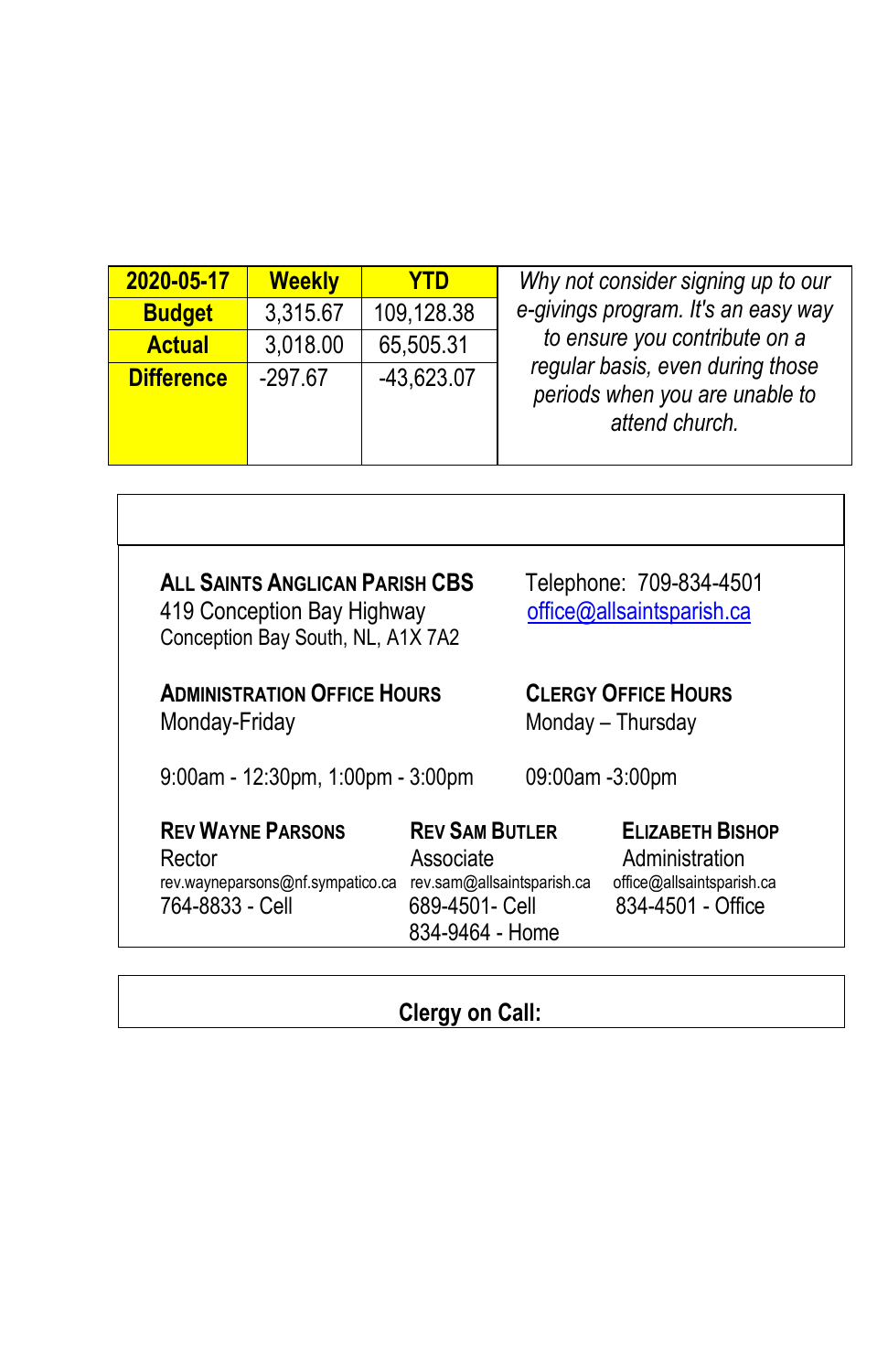| 2020-05-17 | Weekly | YTD |
|---|---|---|
| Budget | 3,315.67 | 109,128.38 |
| Actual | 3,018.00 | 65,505.31 |
| Difference | -297.67 | -43,623.07 |

*Why not consider signing up to our e-givings program. It's an easy way to ensure you contribute on a regular basis, even during those periods when you are unable to attend church.*

**ALL SAINTS ANGLICAN PARISH CBS**
419 Conception Bay Highway
Conception Bay South, NL, A1X 7A2

Telephone: 709-834-4501
office@allsaintsparish.ca

**ADMINISTRATION OFFICE HOURS**
Monday-Friday

9:00am - 12:30pm, 1:00pm - 3:00pm

**CLERGY OFFICE HOURS**
Monday – Thursday

09:00am -3:00pm

**REV WAYNE PARSONS**
Rector
rev.wayneparsons@nf.sympatico.ca
764-8833 - Cell

**REV SAM BUTLER**
Associate
rev.sam@allsaintsparish.ca
689-4501- Cell
834-9464 - Home

**ELIZABETH BISHOP**
Administration
office@allsaintsparish.ca
834-4501 - Office

**Clergy on Call:**